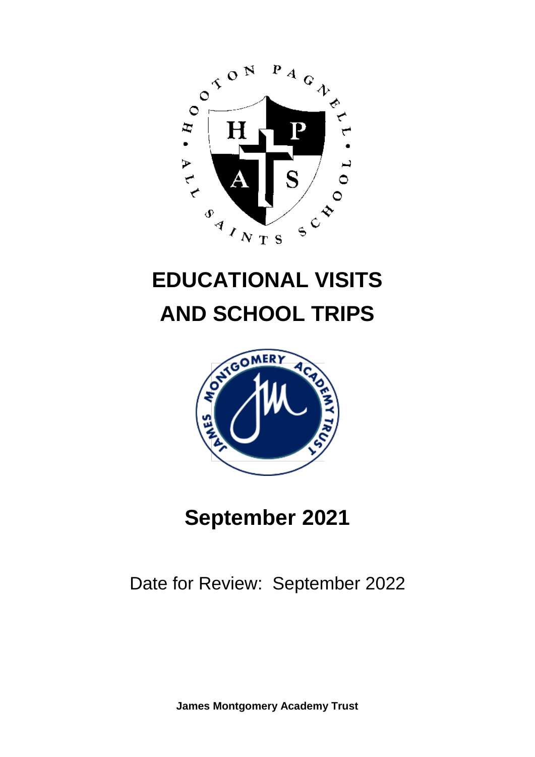# EDUCATIONAL VISITS AND SCHOOL TRIPS

## September 2021

Date for Review: September 2022

**James Montgomery Academy Trust**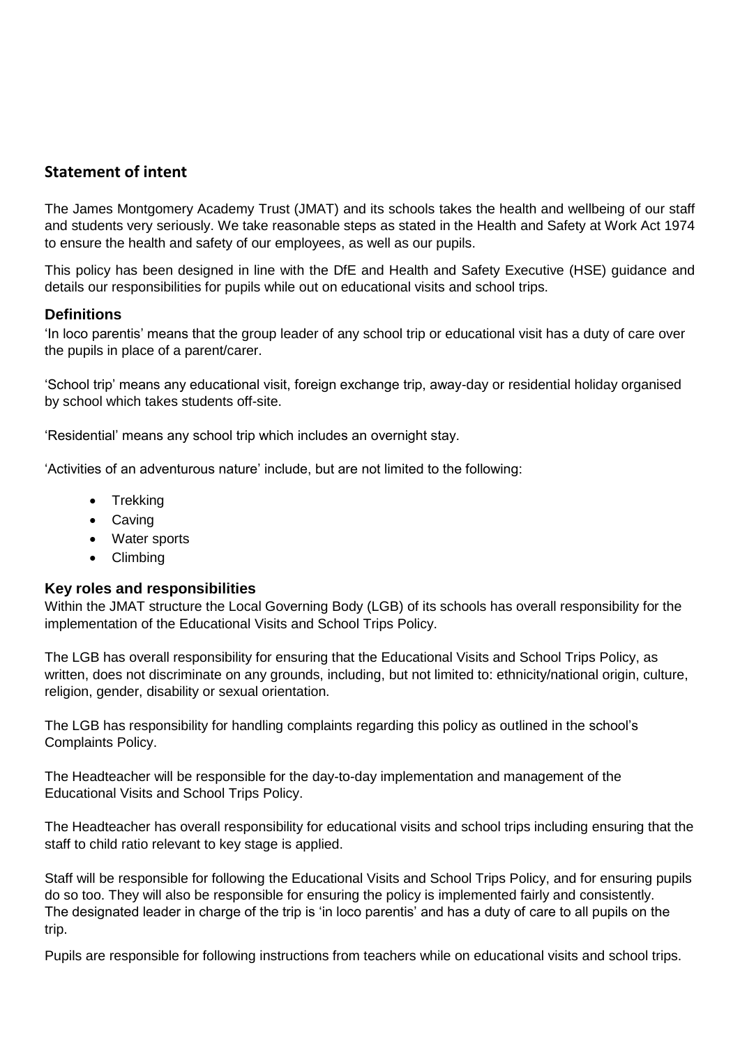## Statement of intent

The James Montgomery Academy Trust (JMAT) and its schools takes the health and wellbeing of our staff and students very seriously. We take reasonable steps as stated in the Health and Safety at Work Act 1974 to ensure the health and safety of our employees, as well as our pupils.

This policy has been designed in line with the DfE and Health and Safety Executive (HSE) guidance and details our responsibilities for pupils while out on educational visits and school trips.

### Definitions

'In loco parentis' means that the group leader of any school trip or educational visit has a duty of care over the pupils in place of a parent/carer.

'School trip' means any educational visit, foreign exchange trip, away-day or residential holiday organised by school which takes students off-site.

'Residential' means any school trip which includes an overnight stay.

'Activities of an adventurous nature' include, but are not limited to the following:

- Trekking
- Caving
- Water sports
- Climbing

### Key roles and responsibilities

Within the JMAT structure the Local Governing Body (LGB) of its schools has overall responsibility for the implementation of the Educational Visits and School Trips Policy.

The LGB has overall responsibility for ensuring that the Educational Visits and School Trips Policy, as written, does not discriminate on any grounds, including, but not limited to: ethnicity/national origin, culture, religion, gender, disability or sexual orientation.

The LGB has responsibility for handling complaints regarding this policy as outlined in the school's Complaints Policy.

The Headteacher will be responsible for the day-to-day implementation and management of the Educational Visits and School Trips Policy.

The Headteacher has overall responsibility for educational visits and school trips including ensuring that the staff to child ratio relevant to key stage is applied.

Staff will be responsible for following the Educational Visits and School Trips Policy, and for ensuring pupils do so too. They will also be responsible for ensuring the policy is implemented fairly and consistently. The designated leader in charge of the trip is 'in loco parentis' and has a duty of care to all pupils on the trip.

Pupils are responsible for following instructions from teachers while on educational visits and school trips.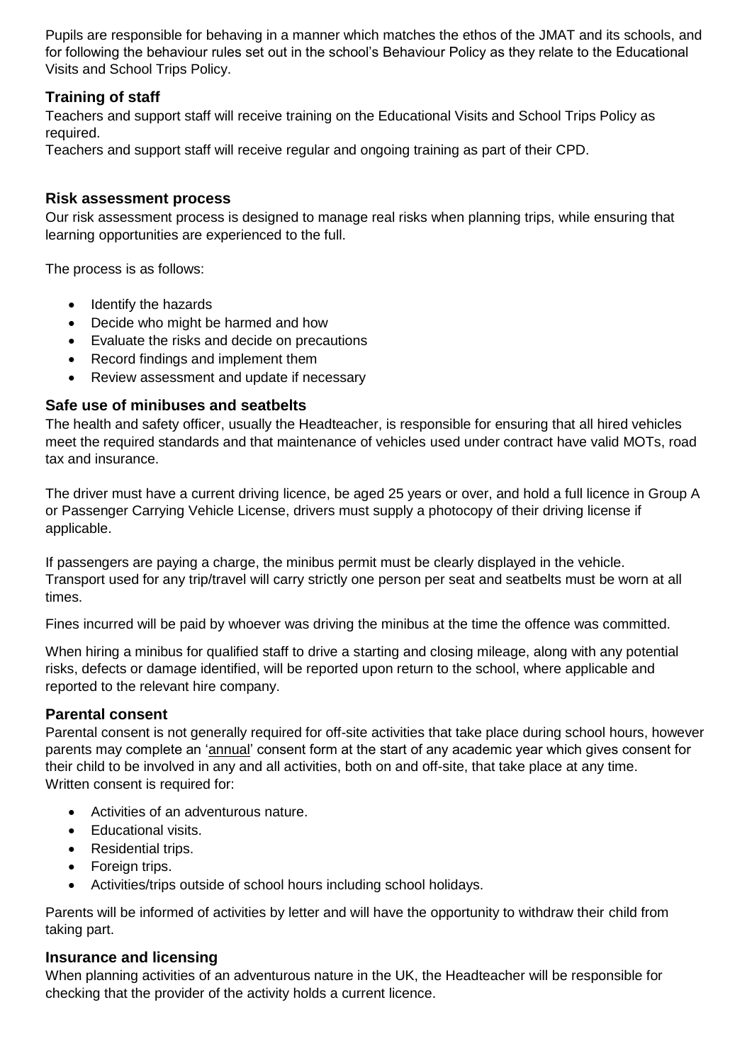Pupils are responsible for behaving in a manner which matches the ethos of the JMAT and its schools, and for following the behaviour rules set out in the school's Behaviour Policy as they relate to the Educational Visits and School Trips Policy.

### Training of staff

Teachers and support staff will receive training on the Educational Visits and School Trips Policy as required.

Teachers and support staff will receive regular and ongoing training as part of their CPD.

### Risk assessment process

Our risk assessment process is designed to manage real risks when planning trips, while ensuring that learning opportunities are experienced to the full.

The process is as follows:

- Identify the hazards
- Decide who might be harmed and how
- Evaluate the risks and decide on precautions
- Record findings and implement them
- Review assessment and update if necessary

### Safe use of minibuses and seatbelts

The health and safety officer, usually the Headteacher, is responsible for ensuring that all hired vehicles meet the required standards and that maintenance of vehicles used under contract have valid MOTs, road tax and insurance.

The driver must have a current driving licence, be aged 25 years or over, and hold a full licence in Group A or Passenger Carrying Vehicle License, drivers must supply a photocopy of their driving license if applicable.

If passengers are paying a charge, the minibus permit must be clearly displayed in the vehicle. Transport used for any trip/travel will carry strictly one person per seat and seatbelts must be worn at all times.

Fines incurred will be paid by whoever was driving the minibus at the time the offence was committed.

When hiring a minibus for qualified staff to drive a starting and closing mileage, along with any potential risks, defects or damage identified, will be reported upon return to the school, where applicable and reported to the relevant hire company.

### Parental consent

Parental consent is not generally required for off-site activities that take place during school hours, however parents may complete an '<u>annual</u>' consent form at the start of any academic year which gives consent for their child to be involved in any and all activities, both on and off-site, that take place at any time.
Written consent is required for:

- Activities of an adventurous nature.
- Educational visits.
- Residential trips.
- Foreign trips.
- Activities/trips outside of school hours including school holidays.

Parents will be informed of activities by letter and will have the opportunity to withdraw their child from taking part.

### Insurance and licensing

When planning activities of an adventurous nature in the UK, the Headteacher will be responsible for checking that the provider of the activity holds a current licence.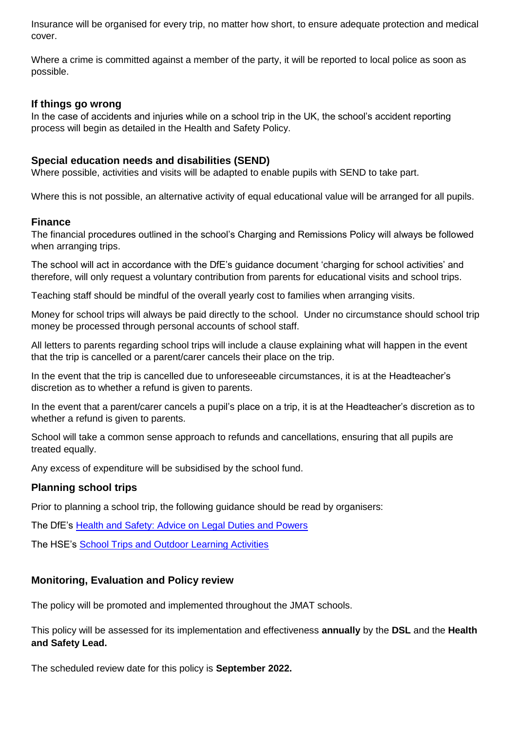Insurance will be organised for every trip, no matter how short, to ensure adequate protection and medical cover.

Where a crime is committed against a member of the party, it will be reported to local police as soon as possible.

### If things go wrong

In the case of accidents and injuries while on a school trip in the UK, the school's accident reporting process will begin as detailed in the Health and Safety Policy.

### Special education needs and disabilities (SEND)

Where possible, activities and visits will be adapted to enable pupils with SEND to take part.

Where this is not possible, an alternative activity of equal educational value will be arranged for all pupils.

### Finance

The financial procedures outlined in the school's Charging and Remissions Policy will always be followed when arranging trips.

The school will act in accordance with the DfE's guidance document 'charging for school activities' and therefore, will only request a voluntary contribution from parents for educational visits and school trips.

Teaching staff should be mindful of the overall yearly cost to families when arranging visits.

Money for school trips will always be paid directly to the school. Under no circumstance should school trip money be processed through personal accounts of school staff.

All letters to parents regarding school trips will include a clause explaining what will happen in the event that the trip is cancelled or a parent/carer cancels their place on the trip.

In the event that the trip is cancelled due to unforeseeable circumstances, it is at the Headteacher's discretion as to whether a refund is given to parents.

In the event that a parent/carer cancels a pupil's place on a trip, it is at the Headteacher's discretion as to whether a refund is given to parents.

School will take a common sense approach to refunds and cancellations, ensuring that all pupils are treated equally.

Any excess of expenditure will be subsidised by the school fund.

### Planning school trips

Prior to planning a school trip, the following guidance should be read by organisers:

The DfE's Health and Safety: Advice on Legal Duties and Powers

The HSE's School Trips and Outdoor Learning Activities

### Monitoring, Evaluation and Policy review

The policy will be promoted and implemented throughout the JMAT schools.

This policy will be assessed for its implementation and effectiveness **annually** by the **DSL** and the **Health and Safety Lead.**

The scheduled review date for this policy is **September 2022.**